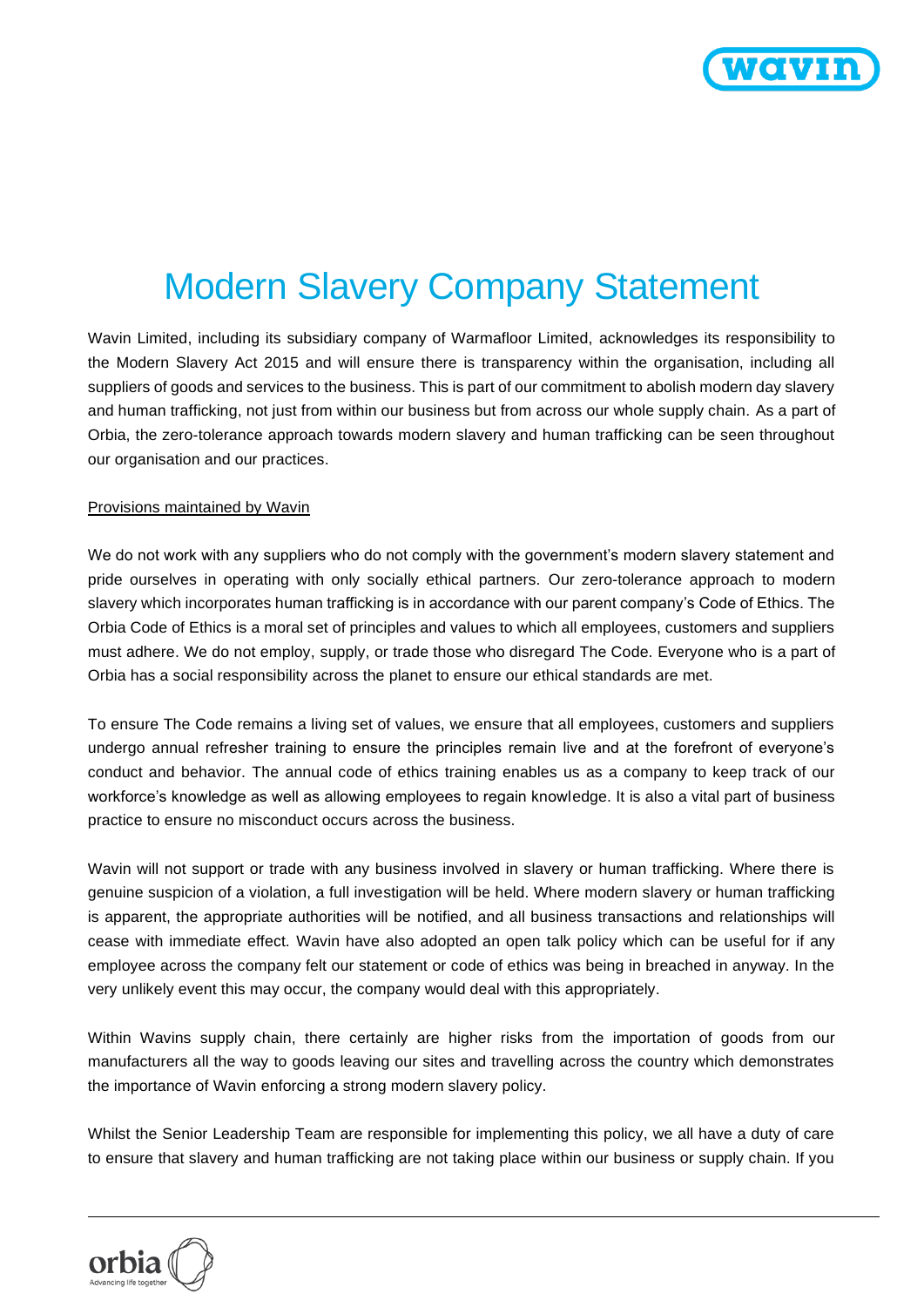# Modern Slavery Company Statement

Wavin Limited, including its subsidiary company of Warmafloor Limited, acknowledges its responsibility to the Modern Slavery Act 2015 and will ensure there is transparency within the organisation, including all suppliers of goods and services to the business. This is part of our commitment to abolish modern day slavery and human trafficking, not just from within our business but from across our whole supply chain. As a part of Orbia, the zero-tolerance approach towards modern slavery and human trafficking can be seen throughout our organisation and our practices.

<u>Provisions maintained by Wavin</u>

We do not work with any suppliers who do not comply with the government's modern slavery statement and pride ourselves in operating with only socially ethical partners. Our zero-tolerance approach to modern slavery which incorporates human trafficking is in accordance with our parent company's Code of Ethics. The Orbia Code of Ethics is a moral set of principles and values to which all employees, customers and suppliers must adhere. We do not employ, supply, or trade those who disregard The Code. Everyone who is a part of Orbia has a social responsibility across the planet to ensure our ethical standards are met.

To ensure The Code remains a living set of values, we ensure that all employees, customers and suppliers undergo annual refresher training to ensure the principles remain live and at the forefront of everyone's conduct and behavior. The annual code of ethics training enables us as a company to keep track of our workforce's knowledge as well as allowing employees to regain knowledge. It is also a vital part of business practice to ensure no misconduct occurs across the business.

Wavin will not support or trade with any business involved in slavery or human trafficking. Where there is genuine suspicion of a violation, a full investigation will be held. Where modern slavery or human trafficking is apparent, the appropriate authorities will be notified, and all business transactions and relationships will cease with immediate effect. Wavin have also adopted an open talk policy which can be useful for if any employee across the company felt our statement or code of ethics was being in breached in anyway. In the very unlikely event this may occur, the company would deal with this appropriately.

Within Wavins supply chain, there certainly are higher risks from the importation of goods from our manufacturers all the way to goods leaving our sites and travelling across the country which demonstrates the importance of Wavin enforcing a strong modern slavery policy.

Whilst the Senior Leadership Team are responsible for implementing this policy, we all have a duty of care to ensure that slavery and human trafficking are not taking place within our business or supply chain. If you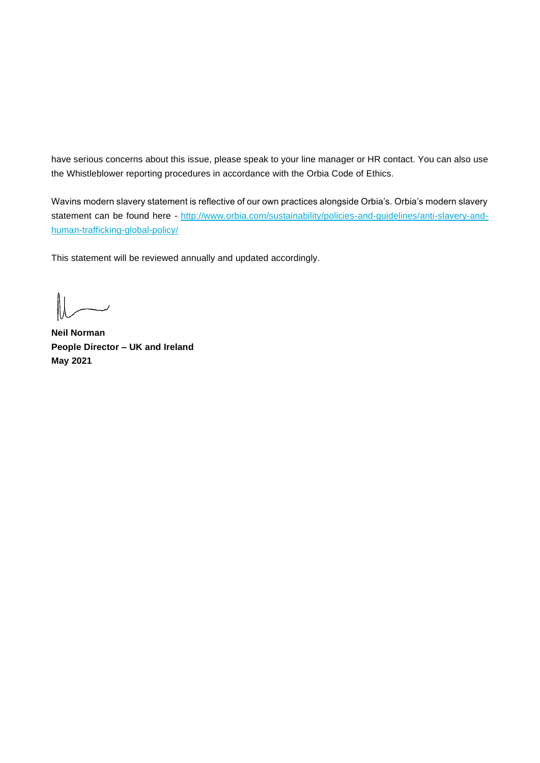have serious concerns about this issue, please speak to your line manager or HR contact. You can also use the Whistleblower reporting procedures in accordance with the Orbia Code of Ethics.

Wavins modern slavery statement is reflective of our own practices alongside Orbia's. Orbia's modern slavery statement can be found here - [http://www.orbia.com/sustainability/policies-and-guidelines/anti-slavery-and-human-trafficking-global-policy/](http://www.orbia.com/sustainability/policies-and-guidelines/anti-slavery-and-human-trafficking-global-policy/)

This statement will be reviewed annually and updated accordingly.

**Neil Norman**
**People Director – UK and Ireland**
**May 2021**